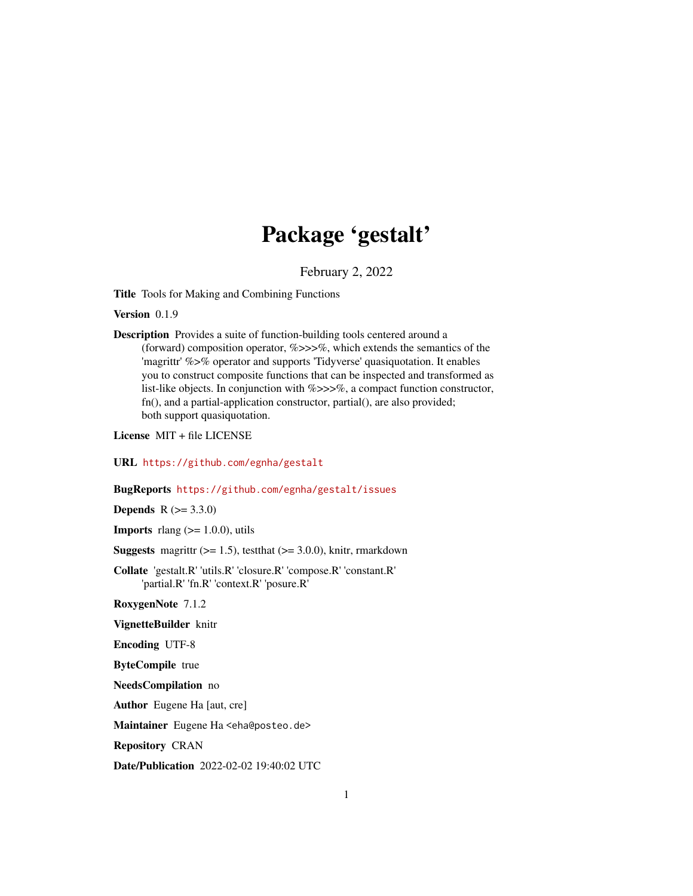# Package 'gestalt'

February 2, 2022

**Title** Tools for Making and Combining Functions

**Version** 0.1.9

**Description** Provides a suite of function-building tools centered around a (forward) composition operator, %>>>%, which extends the semantics of the 'magrittr' %>% operator and supports 'Tidyverse' quasiquotation. It enables you to construct composite functions that can be inspected and transformed as list-like objects. In conjunction with %>>>%, a compact function constructor, fn(), and a partial-application constructor, partial(), are also provided; both support quasiquotation.

**License** MIT + file LICENSE

**URL** https://github.com/egnha/gestalt

**BugReports** https://github.com/egnha/gestalt/issues

**Depends** R (>= 3.3.0)

**Imports** rlang (>= 1.0.0), utils

**Suggests** magrittr (>= 1.5), testthat (>= 3.0.0), knitr, rmarkdown

**Collate** 'gestalt.R' 'utils.R' 'closure.R' 'compose.R' 'constant.R' 'partial.R' 'fn.R' 'context.R' 'posure.R'

**RoxygenNote** 7.1.2

**VignetteBuilder** knitr

**Encoding** UTF-8

**ByteCompile** true

**NeedsCompilation** no

**Author** Eugene Ha [aut, cre]

**Maintainer** Eugene Ha <eha@posteo.de>

**Repository** CRAN

**Date/Publication** 2022-02-02 19:40:02 UTC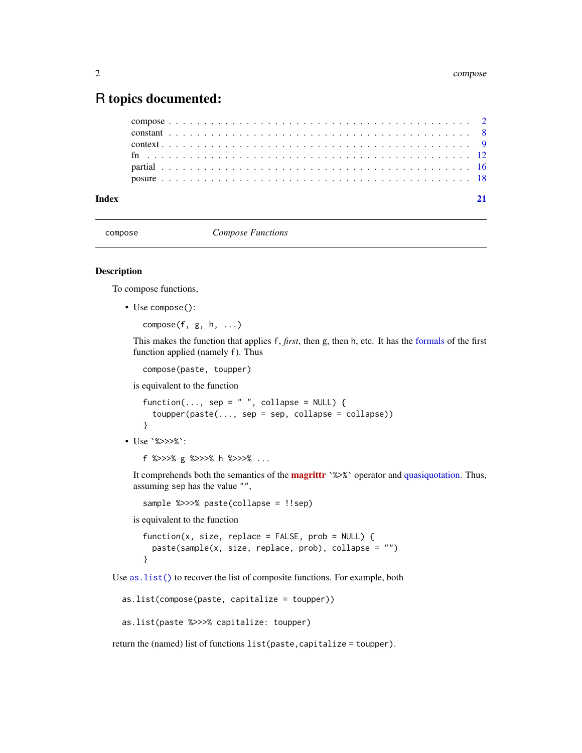# R topics documented:

- compose . . . . . . . . . . . . . . . . . . . . . . . . . . . . . . . . . . . . . . . . 2
- constant . . . . . . . . . . . . . . . . . . . . . . . . . . . . . . . . . . . . . . . . 8
- context . . . . . . . . . . . . . . . . . . . . . . . . . . . . . . . . . . . . . . . . 9
- fn . . . . . . . . . . . . . . . . . . . . . . . . . . . . . . . . . . . . . . . . 12
- partial . . . . . . . . . . . . . . . . . . . . . . . . . . . . . . . . . . . . . . . . 16
- posure . . . . . . . . . . . . . . . . . . . . . . . . . . . . . . . . . . . . . . . . 18

**Index** **21**

---

`compose` *Compose Functions*

---

## Description

To compose functions,

- Use `compose()`:

  ```
  compose(f, g, h, ...)
  ```

  This makes the function that applies `f`, *first*, then `g`, then `h`, etc. It has the formals of the first function applied (namely `f`). Thus

  ```
  compose(paste, toupper)
  ```

  is equivalent to the function

  ```
  function(..., sep = " ", collapse = NULL) {
    toupper(paste(..., sep = sep, collapse = collapse))
  }
  ```

- Use `` `%>>>%` ``:

  ```
  f %>>>% g %>>>% h %>>>% ...
  ```

  It comprehends both the semantics of the **magrittr** `` `%>%` `` operator and quasiquotation. Thus, assuming `sep` has the value `""`,

  ```
  sample %>>>% paste(collapse = !!sep)
  ```

  is equivalent to the function

  ```
  function(x, size, replace = FALSE, prob = NULL) {
    paste(sample(x, size, replace, prob), collapse = "")
  }
  ```

Use `as.list()` to recover the list of composite functions. For example, both

```
as.list(compose(paste, capitalize = toupper))

as.list(paste %>>>% capitalize: toupper)
```

return the (named) list of functions `list(paste,capitalize = toupper)`.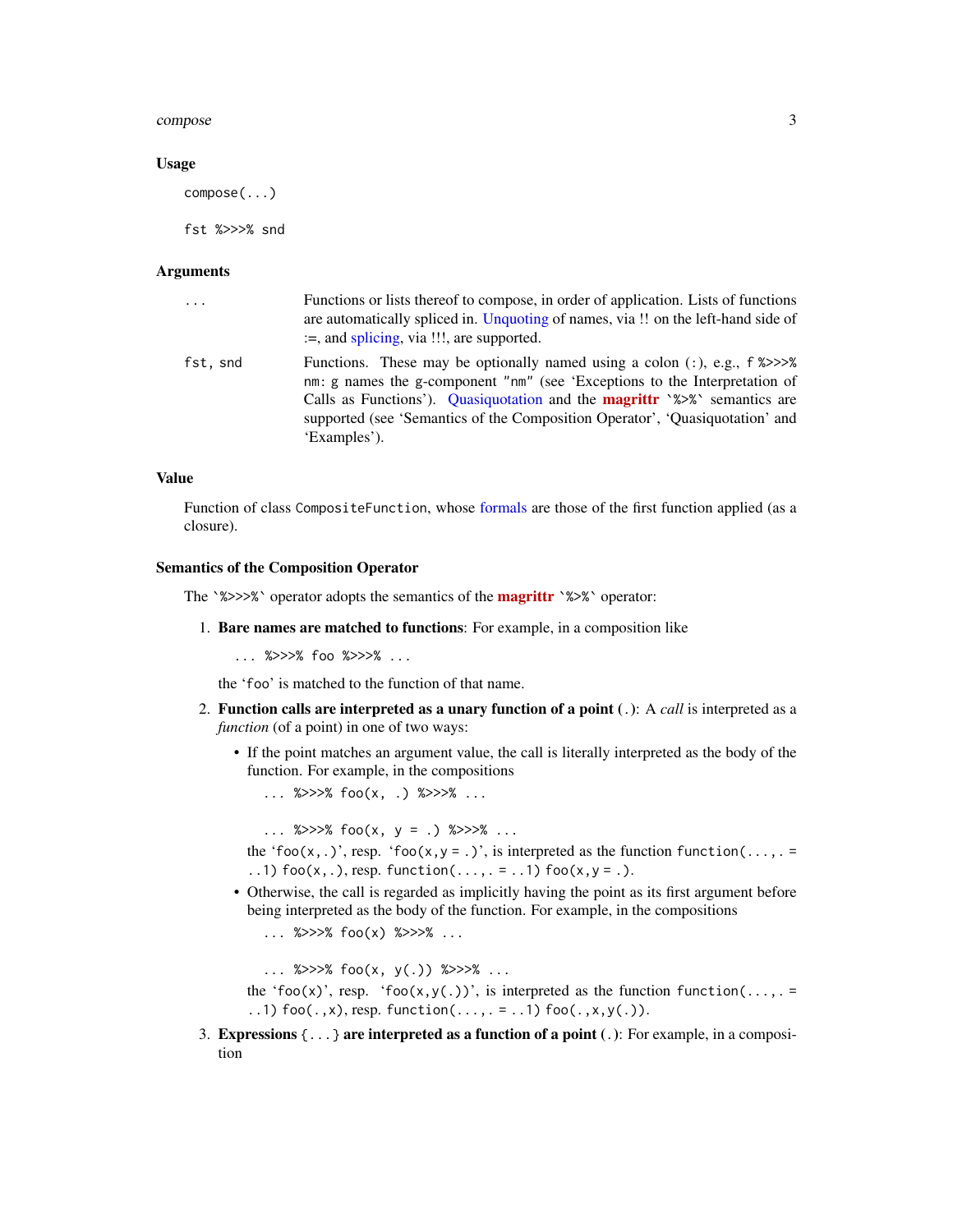### Usage

```
compose(...)

fst %>>>% snd
```

### Arguments

| | |
|---|---|
| `...` | Functions or lists thereof to compose, in order of application. Lists of functions are automatically spliced in. Unquoting of names, via !! on the left-hand side of :=, and splicing, via !!!, are supported. |
| `fst, snd` | Functions. These may be optionally named using a colon (:), e.g., `f %>>>% nm: g` names the g-component "nm" (see 'Exceptions to the Interpretation of Calls as Functions'). Quasiquotation and the **magrittr** `` `%>%` `` semantics are supported (see 'Semantics of the Composition Operator', 'Quasiquotation' and 'Examples'). |

### Value

Function of class `CompositeFunction`, whose formals are those of the first function applied (as a closure).

### Semantics of the Composition Operator

The `` `%>>>%` `` operator adopts the semantics of the **magrittr** `` `%>%` `` operator:

1. **Bare names are matched to functions**: For example, in a composition like

   ```
   ... %>>>% foo %>>>% ...
   ```

   the 'foo' is matched to the function of that name.

2. **Function calls are interpreted as a unary function of a point** (`.`): A *call* is interpreted as a *function* (of a point) in one of two ways:

   - If the point matches an argument value, the call is literally interpreted as the body of the function. For example, in the compositions

     ```
     ... %>>>% foo(x, .) %>>>% ...

     ... %>>>% foo(x, y = .) %>>>% ...
     ```

     the 'foo(x,.)', resp. 'foo(x,y = .)', is interpreted as the function `function(...,. = ..1) foo(x,.)`, resp. `function(...,. = ..1) foo(x,y = .)`.

   - Otherwise, the call is regarded as implicitly having the point as its first argument before being interpreted as the body of the function. For example, in the compositions

     ```
     ... %>>>% foo(x) %>>>% ...

     ... %>>>% foo(x, y(.)) %>>>% ...
     ```

     the 'foo(x)', resp. 'foo(x,y(.))', is interpreted as the function `function(...,. = ..1) foo(.,x)`, resp. `function(...,. = ..1) foo(.,x,y(.))`.

3. **Expressions `{...}` are interpreted as a function of a point** (`.`): For example, in a composition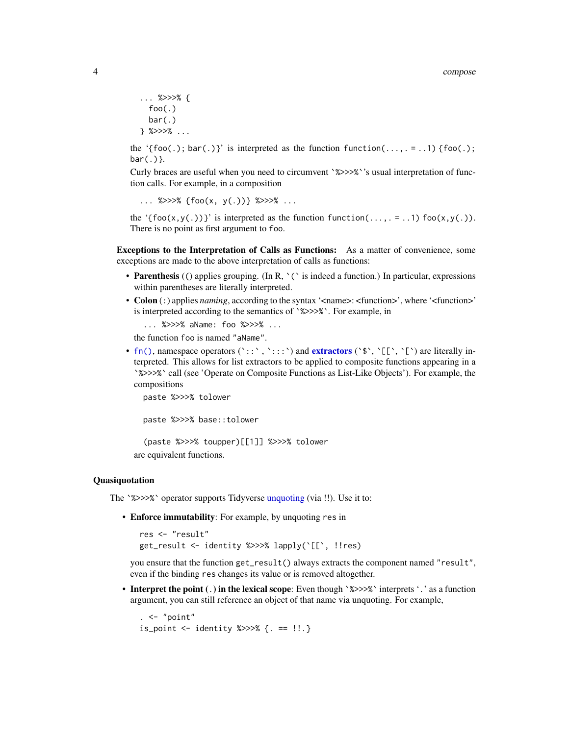```
... %>>>% {
  foo(.)
  bar(.)
} %>>>% ...
```

the ‘{foo(.); bar(.)}’ is interpreted as the function `function(..., . = ..1) {foo(.); bar(.)}`.

Curly braces are useful when you need to circumvent `` `%>>>%` ``’s usual interpretation of function calls. For example, in a composition

```
... %>>>% {foo(x, y(.))} %>>>% ...
```

the ‘{foo(x,y(.))}’ is interpreted as the function `function(..., . = ..1) foo(x,y(.))`. There is no point as first argument to `foo`.

**Exceptions to the Interpretation of Calls as Functions:** As a matter of convenience, some exceptions are made to the above interpretation of calls as functions:

- **Parenthesis** (`(`) applies grouping. (In R, `` `(` `` is indeed a function.) In particular, expressions within parentheses are literally interpreted.
- **Colon** (`:`) applies *naming*, according to the syntax ‘<name>: <function>’, where ‘<function>’ is interpreted according to the semantics of `` `%>>>%` ``. For example, in

  ```
  ... %>>>% aName: foo %>>>% ...
  ```

  the function `foo` is named `"aName"`.
- `fn()`, namespace operators (`` `::` ``, `` `:::` ``) and **extractors** (`` `$` ``, `` `[[` ``, `` `[` ``) are literally interpreted. This allows for list extractors to be applied to composite functions appearing in a `` `%>>>%` `` call (see 'Operate on Composite Functions as List-Like Objects'). For example, the compositions

  ```
  paste %>>>% tolower

  paste %>>>% base::tolower

  (paste %>>>% toupper)[[1]] %>>>% tolower
  ```

  are equivalent functions.

## Quasiquotation

The `` `%>>>%` `` operator supports Tidyverse unquoting (via !!). Use it to:

- **Enforce immutability**: For example, by unquoting `res` in

  ```
  res <- "result"
  get_result <- identity %>>>% lapply(`[[`, !!res)
  ```

  you ensure that the function `get_result()` always extracts the component named `"result"`, even if the binding `res` changes its value or is removed altogether.
- **Interpret the point (`.`) in the lexical scope**: Even though `` `%>>>%` `` interprets ‘`.`’ as a function argument, you can still reference an object of that name via unquoting. For example,

  ```
  . <- "point"
  is_point <- identity %>>>% {. == !!.}
  ```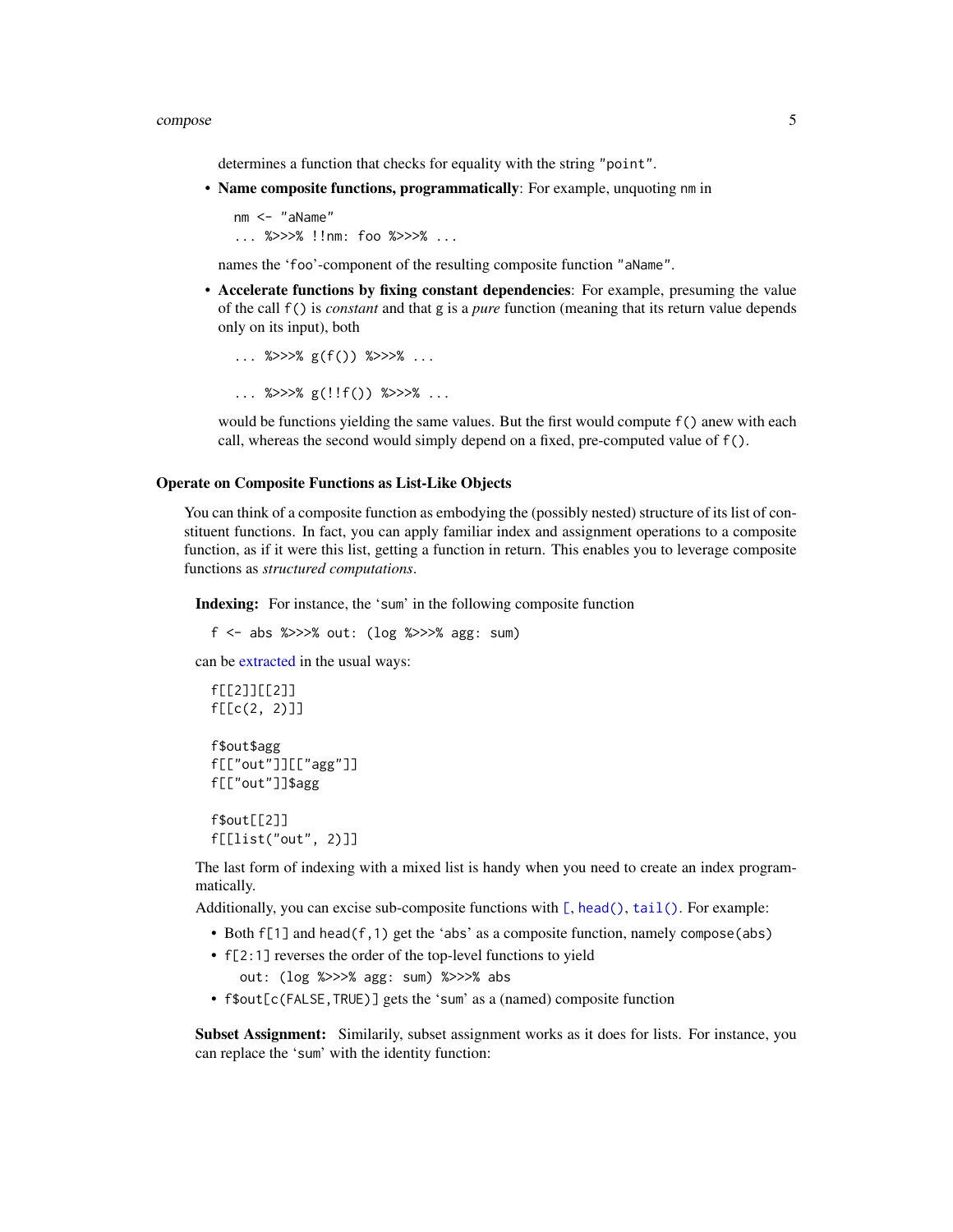determines a function that checks for equality with the string "point".

- **Name composite functions, programmatically**: For example, unquoting `nm` in

  ```
  nm <- "aName"
  ... %>>>% !!nm: foo %>>>% ...
  ```

  names the '`foo`'-component of the resulting composite function "`aName`".

- **Accelerate functions by fixing constant dependencies**: For example, presuming the value of the call `f()` is *constant* and that `g` is a *pure* function (meaning that its return value depends only on its input), both

  ```
  ... %>>>% g(f()) %>>>% ...
  ```

  ```
  ... %>>>% g(!!f()) %>>>% ...
  ```

  would be functions yielding the same values. But the first would compute `f()` anew with each call, whereas the second would simply depend on a fixed, pre-computed value of `f()`.

### Operate on Composite Functions as List-Like Objects

You can think of a composite function as embodying the (possibly nested) structure of its list of constituent functions. In fact, you can apply familiar index and assignment operations to a composite function, as if it were this list, getting a function in return. This enables you to leverage composite functions as *structured computations*.

**Indexing:** For instance, the '`sum`' in the following composite function

```
f <- abs %>>>% out: (log %>>>% agg: sum)
```

can be extracted in the usual ways:

```
f[[2]][[2]]
f[[c(2, 2)]]

f$out$agg
f[["out"]][["agg"]]
f[["out"]]$agg

f$out[[2]]
f[[list("out", 2)]]
```

The last form of indexing with a mixed list is handy when you need to create an index programmatically.

Additionally, you can excise sub-composite functions with `[`, `head()`, `tail()`. For example:

- Both `f[1]` and `head(f,1)` get the '`abs`' as a composite function, namely `compose(abs)`
- `f[2:1]` reverses the order of the top-level functions to yield
  `out: (log %>>>% agg: sum) %>>>% abs`
- `f$out[c(FALSE,TRUE)]` gets the '`sum`' as a (named) composite function

**Subset Assignment:** Similarly, subset assignment works as it does for lists. For instance, you can replace the '`sum`' with the identity function: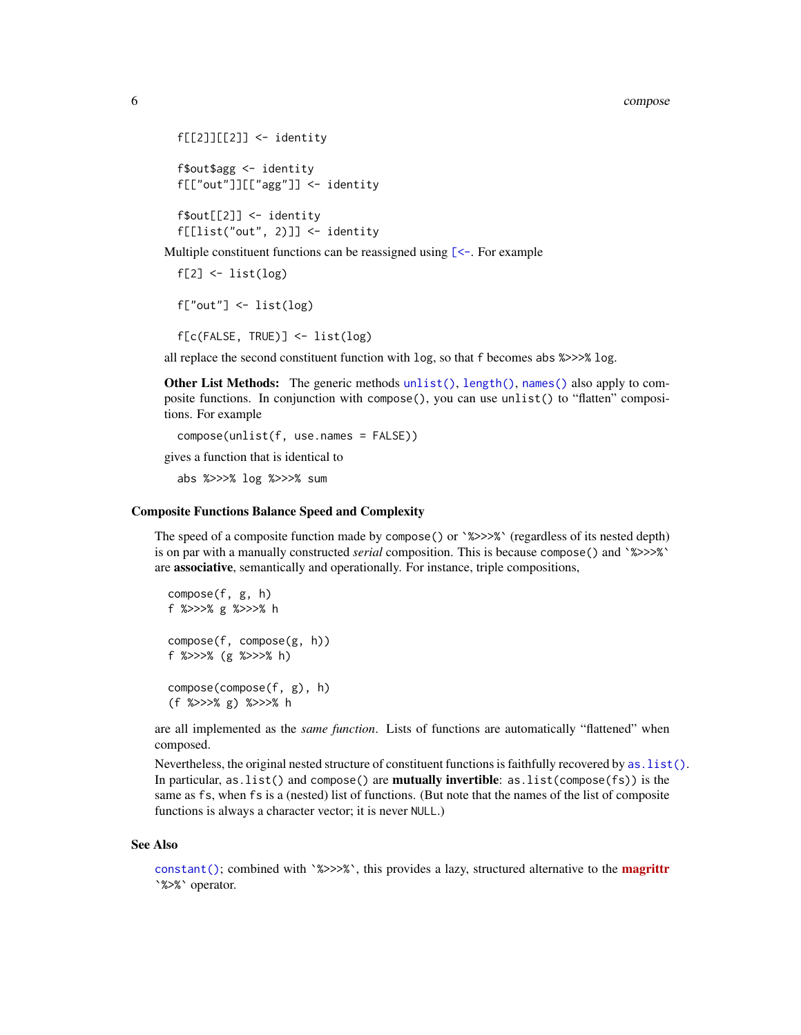```
f[[2]][[2]] <- identity

f$out$agg <- identity
f[["out"]][["agg"]] <- identity

f$out[[2]] <- identity
f[[list("out", 2)]] <- identity
```

Multiple constituent functions can be reassigned using `[<-`. For example

```
f[2] <- list(log)

f["out"] <- list(log)

f[c(FALSE, TRUE)] <- list(log)
```

all replace the second constituent function with `log`, so that `f` becomes `abs %>>>% log`.

**Other List Methods:** The generic methods `unlist()`, `length()`, `names()` also apply to composite functions. In conjunction with `compose()`, you can use `unlist()` to "flatten" compositions. For example

```
compose(unlist(f, use.names = FALSE))
```

gives a function that is identical to

```
abs %>>>% log %>>>% sum
```

### Composite Functions Balance Speed and Complexity

The speed of a composite function made by `compose()` or `` `%>>>%` `` (regardless of its nested depth) is on par with a manually constructed *serial* composition. This is because `compose()` and `` `%>>>%` `` are **associative**, semantically and operationally. For instance, triple compositions,

```
compose(f, g, h)
f %>>>% g %>>>% h

compose(f, compose(g, h))
f %>>>% (g %>>>% h)

compose(compose(f, g), h)
(f %>>>% g) %>>>% h
```

are all implemented as the *same function*. Lists of functions are automatically "flattened" when composed.

Nevertheless, the original nested structure of constituent functions is faithfully recovered by `as.list()`. In particular, `as.list()` and `compose()` are **mutually invertible**: `as.list(compose(fs))` is the same as `fs`, when `fs` is a (nested) list of functions. (But note that the names of the list of composite functions is always a character vector; it is never `NULL`.)

### See Also

`constant()`; combined with `` `%>>>%` ``, this provides a lazy, structured alternative to the **magrittr** `` `%>%` `` operator.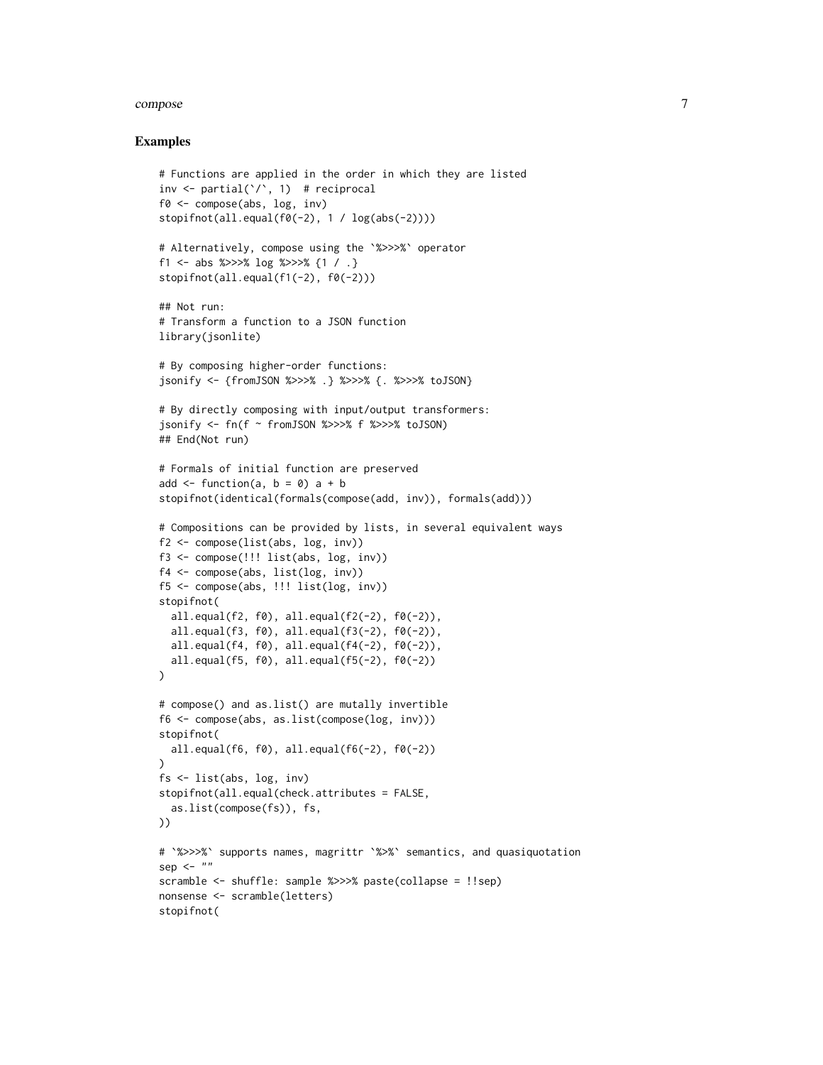## Examples

```
# Functions are applied in the order in which they are listed
inv <- partial(`/`, 1)  # reciprocal
f0 <- compose(abs, log, inv)
stopifnot(all.equal(f0(-2), 1 / log(abs(-2))))

# Alternatively, compose using the `%>>>%` operator
f1 <- abs %>>>% log %>>>% {1 / .}
stopifnot(all.equal(f1(-2), f0(-2)))

## Not run:
# Transform a function to a JSON function
library(jsonlite)

# By composing higher-order functions:
jsonify <- {fromJSON %>>>% .} %>>>% {. %>>>% toJSON}

# By directly composing with input/output transformers:
jsonify <- fn(f ~ fromJSON %>>>% f %>>>% toJSON)
## End(Not run)

# Formals of initial function are preserved
add <- function(a, b = 0) a + b
stopifnot(identical(formals(compose(add, inv)), formals(add)))

# Compositions can be provided by lists, in several equivalent ways
f2 <- compose(list(abs, log, inv))
f3 <- compose(!!! list(abs, log, inv))
f4 <- compose(abs, list(log, inv))
f5 <- compose(abs, !!! list(log, inv))
stopifnot(
  all.equal(f2, f0), all.equal(f2(-2), f0(-2)),
  all.equal(f3, f0), all.equal(f3(-2), f0(-2)),
  all.equal(f4, f0), all.equal(f4(-2), f0(-2)),
  all.equal(f5, f0), all.equal(f5(-2), f0(-2))
)

# compose() and as.list() are mutally invertible
f6 <- compose(abs, as.list(compose(log, inv)))
stopifnot(
  all.equal(f6, f0), all.equal(f6(-2), f0(-2))
)
fs <- list(abs, log, inv)
stopifnot(all.equal(check.attributes = FALSE,
  as.list(compose(fs)), fs,
))

# `%>>>%` supports names, magrittr `%>%` semantics, and quasiquotation
sep <- ""
scramble <- shuffle: sample %>>>% paste(collapse = !!sep)
nonsense <- scramble(letters)
stopifnot(
```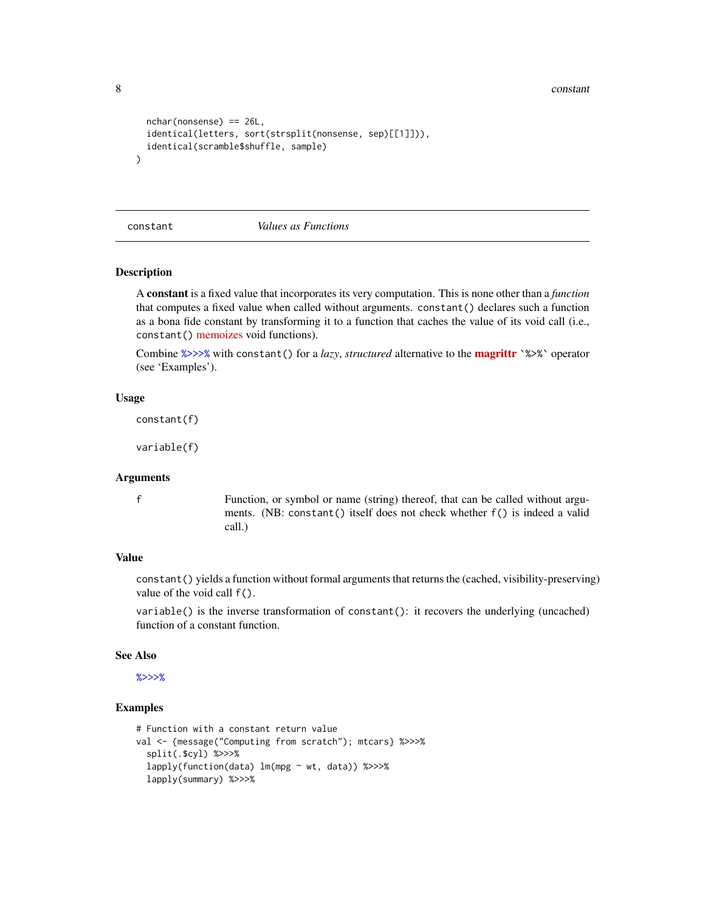```
  nchar(nonsense) == 26L,
  identical(letters, sort(strsplit(nonsense, sep)[[1]])),
  identical(scramble$shuffle, sample)
)
```

---

constant *Values as Functions*

---

### Description

A **constant** is a fixed value that incorporates its very computation. This is none other than a *function* that computes a fixed value when called without arguments. `constant()` declares such a function as a bona fide constant by transforming it to a function that caches the value of its void call (i.e., `constant()` memoizes void functions).

Combine `%>>>%` with `constant()` for a *lazy*, *structured* alternative to the **magrittr** `` `%>%` `` operator (see 'Examples').

### Usage

```
constant(f)

variable(f)
```

### Arguments

| | |
|---|---|
| `f` | Function, or symbol or name (string) thereof, that can be called without arguments. (NB: `constant()` itself does not check whether `f()` is indeed a valid call.) |

### Value

`constant()` yields a function without formal arguments that returns the (cached, visibility-preserving) value of the void call `f()`.

`variable()` is the inverse transformation of `constant()`: it recovers the underlying (uncached) function of a constant function.

### See Also

`%>>>%`

### Examples

```
# Function with a constant return value
val <- {message("Computing from scratch"); mtcars} %>>>%
  split(.$cyl) %>>>%
  lapply(function(data) lm(mpg ~ wt, data)) %>>>%
  lapply(summary) %>>>%
```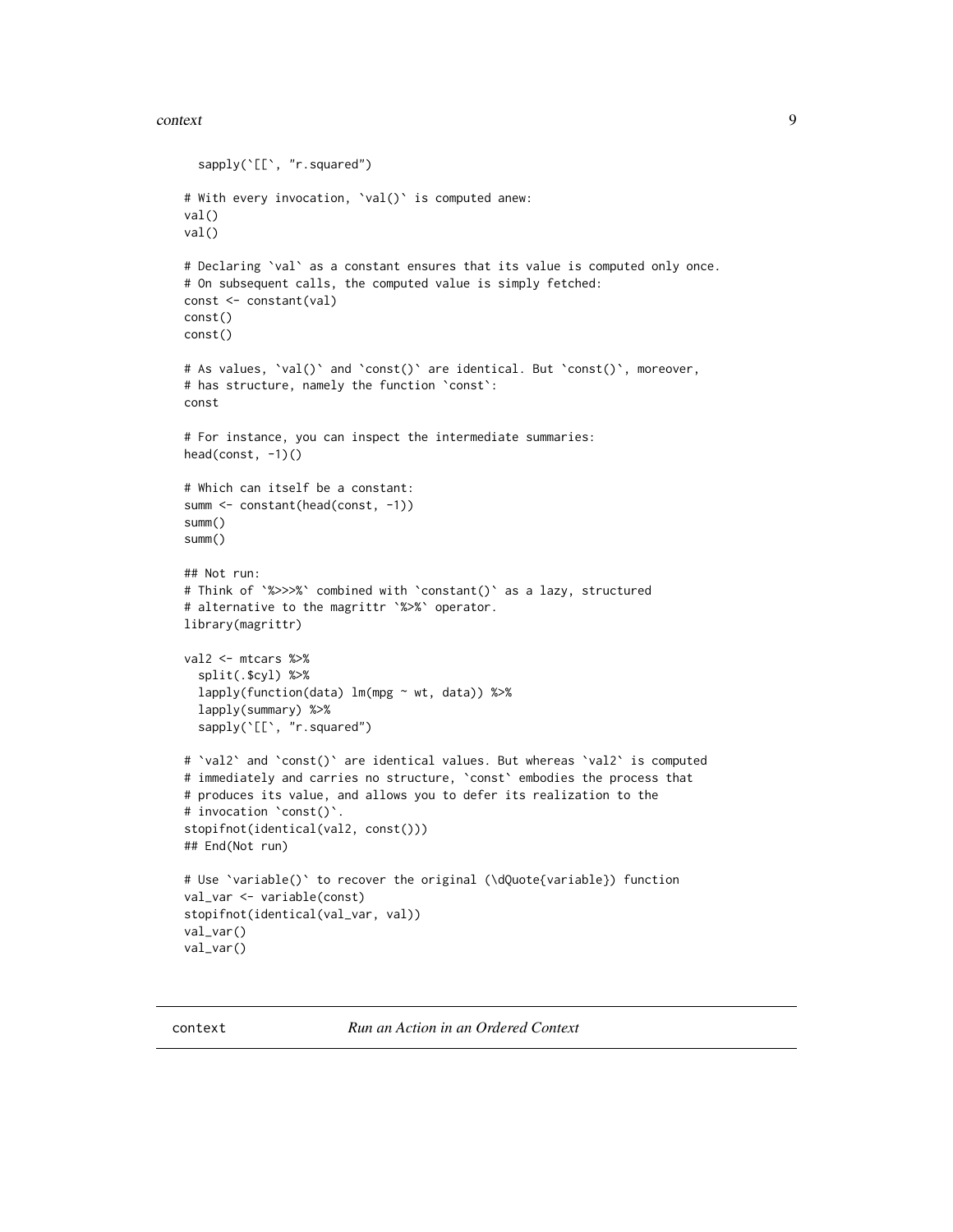```
  sapply(`[[`, "r.squared")

# With every invocation, `val()` is computed anew:
val()
val()

# Declaring `val` as a constant ensures that its value is computed only once.
# On subsequent calls, the computed value is simply fetched:
const <- constant(val)
const()
const()

# As values, `val()` and `const()` are identical. But `const()`, moreover,
# has structure, namely the function `const`:
const

# For instance, you can inspect the intermediate summaries:
head(const, -1)()

# Which can itself be a constant:
summ <- constant(head(const, -1))
summ()
summ()

## Not run:
# Think of `%>>>%` combined with `constant()` as a lazy, structured
# alternative to the magrittr `%>%` operator.
library(magrittr)

val2 <- mtcars %>%
  split(.$cyl) %>%
  lapply(function(data) lm(mpg ~ wt, data)) %>%
  lapply(summary) %>%
  sapply(`[[`, "r.squared")

# `val2` and `const()` are identical values. But whereas `val2` is computed
# immediately and carries no structure, `const` embodies the process that
# produces its value, and allows you to defer its realization to the
# invocation `const()`.
stopifnot(identical(val2, const()))
## End(Not run)

# Use `variable()` to recover the original (\dQuote{variable}) function
val_var <- variable(const)
stopifnot(identical(val_var, val))
val_var()
val_var()
```

---

context *Run an Action in an Ordered Context*

---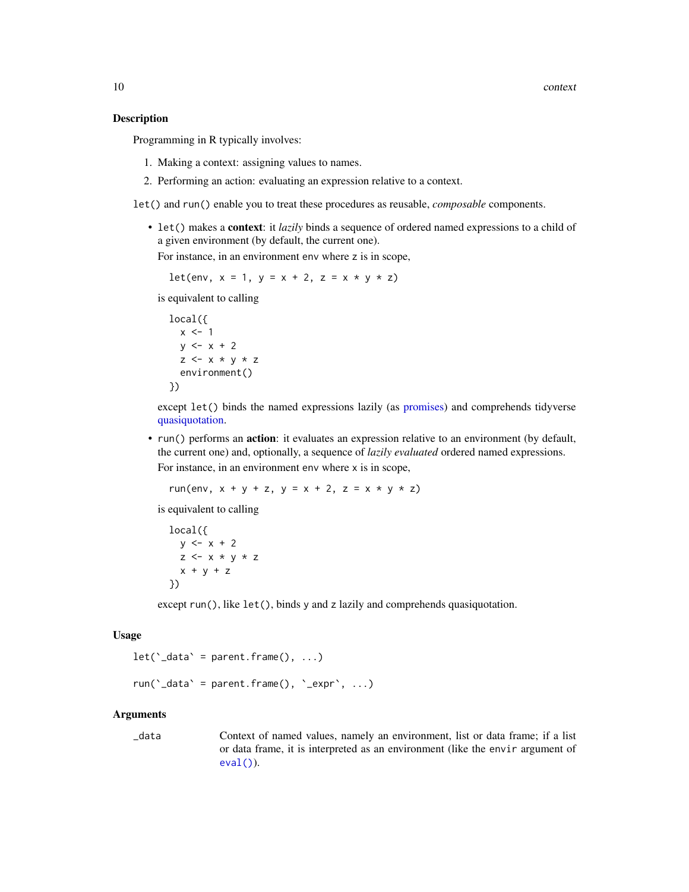## Description

Programming in R typically involves:

1. Making a context: assigning values to names.
2. Performing an action: evaluating an expression relative to a context.

`let()` and `run()` enable you to treat these procedures as reusable, *composable* components.

- `let()` makes a **context**: it *lazily* binds a sequence of ordered named expressions to a child of a given environment (by default, the current one).

  For instance, in an environment `env` where `z` is in scope,

  ```
  let(env, x = 1, y = x + 2, z = x * y * z)
  ```

  is equivalent to calling

  ```
  local({
    x <- 1
    y <- x + 2
    z <- x * y * z
    environment()
  })
  ```

  except `let()` binds the named expressions lazily (as promises) and comprehends tidyverse quasiquotation.

- `run()` performs an **action**: it evaluates an expression relative to an environment (by default, the current one) and, optionally, a sequence of *lazily evaluated* ordered named expressions.

  For instance, in an environment `env` where `x` is in scope,

  ```
  run(env, x + y + z, y = x + 2, z = x * y * z)
  ```

  is equivalent to calling

  ```
  local({
    y <- x + 2
    z <- x * y * z
    x + y + z
  })
  ```

  except `run()`, like `let()`, binds `y` and `z` lazily and comprehends quasiquotation.

## Usage

```
let(`_data` = parent.frame(), ...)

run(`_data` = parent.frame(), `_expr`, ...)
```

## Arguments

| | |
|---|---|
| `_data` | Context of named values, namely an environment, list or data frame; if a list or data frame, it is interpreted as an environment (like the `envir` argument of `eval()`). |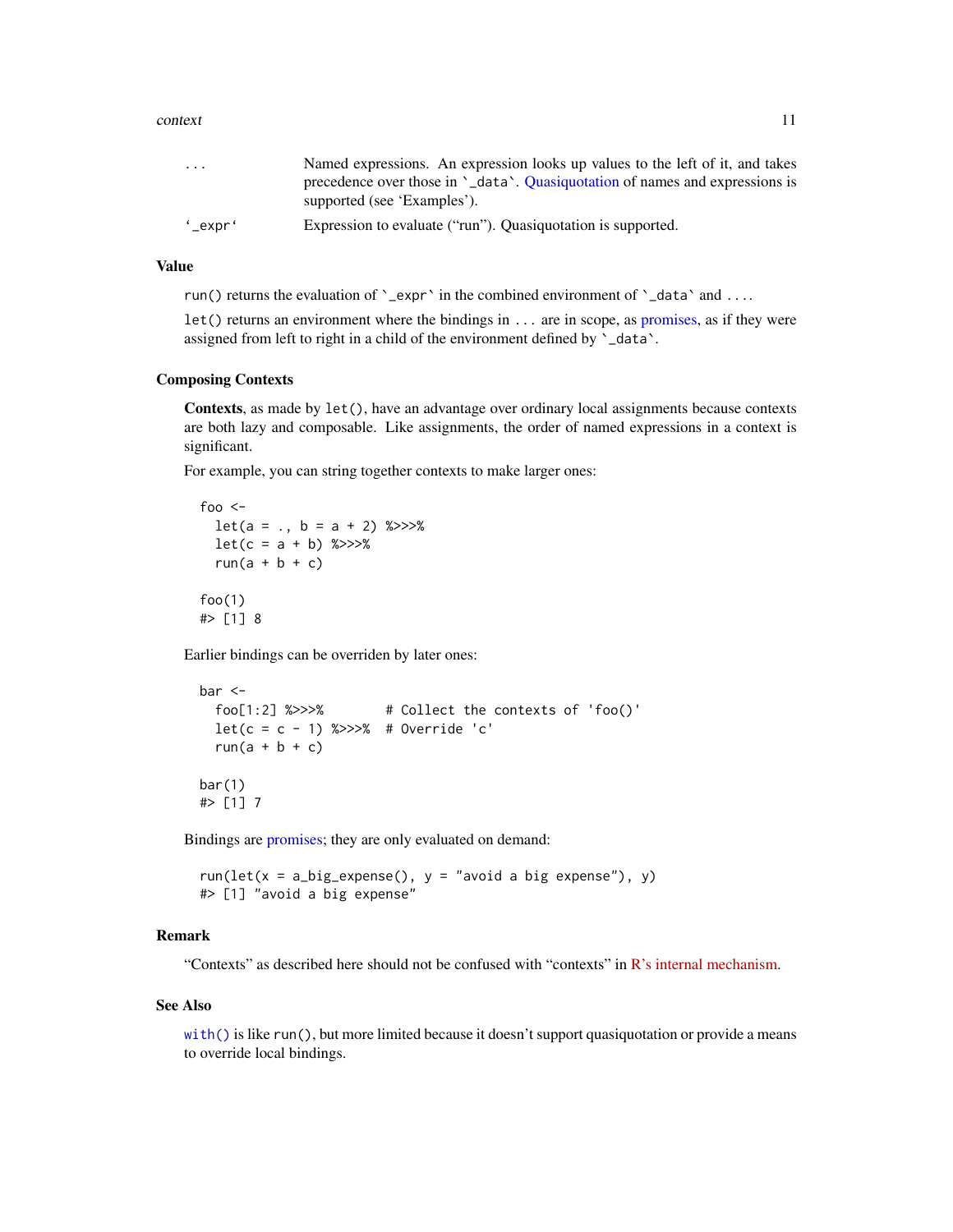| | |
|---|---|
| `...` | Named expressions. An expression looks up values to the left of it, and takes precedence over those in `` `_data` ``. Quasiquotation of names and expressions is supported (see 'Examples'). |
| `` `_expr` `` | Expression to evaluate ("run"). Quasiquotation is supported. |

### Value

`run()` returns the evaluation of `` `_expr` `` in the combined environment of `` `_data` `` and `...`.

`let()` returns an environment where the bindings in `...` are in scope, as promises, as if they were assigned from left to right in a child of the environment defined by `` `_data` ``.

### Composing Contexts

**Contexts**, as made by `let()`, have an advantage over ordinary local assignments because contexts are both lazy and composable. Like assignments, the order of named expressions in a context is significant.

For example, you can string together contexts to make larger ones:

```
foo <-
  let(a = ., b = a + 2) %>>>%
  let(c = a + b) %>>>%
  run(a + b + c)

foo(1)
#> [1] 8
```

Earlier bindings can be overriden by later ones:

```
bar <-
  foo[1:2] %>>>%        # Collect the contexts of 'foo()'
  let(c = c - 1) %>>>%  # Override 'c'
  run(a + b + c)

bar(1)
#> [1] 7
```

Bindings are promises; they are only evaluated on demand:

```
run(let(x = a_big_expense(), y = "avoid a big expense"), y)
#> [1] "avoid a big expense"
```

### Remark

"Contexts" as described here should not be confused with "contexts" in R's internal mechanism.

### See Also

`with()` is like `run()`, but more limited because it doesn't support quasiquotation or provide a means to override local bindings.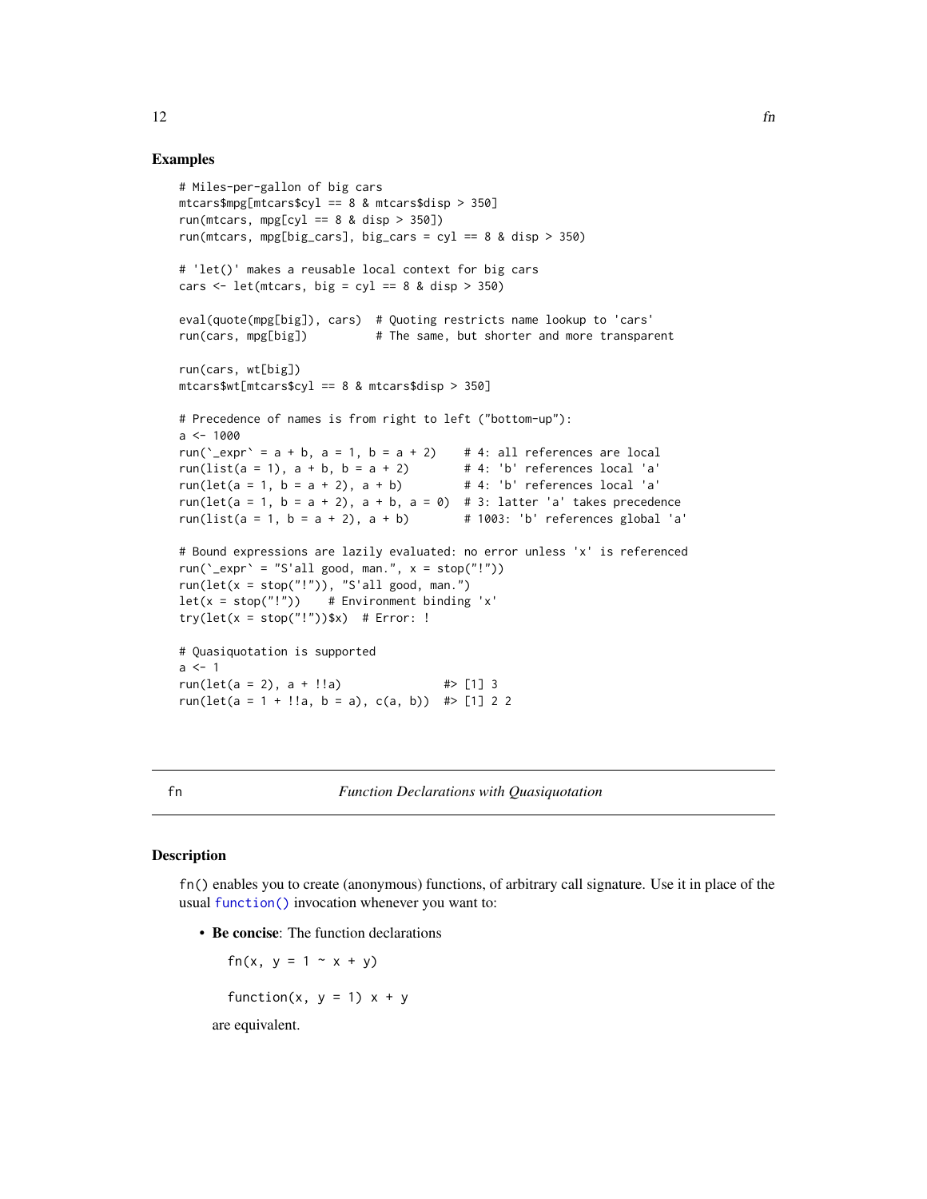### Examples

```
# Miles-per-gallon of big cars
mtcars$mpg[mtcars$cyl == 8 & mtcars$disp > 350]
run(mtcars, mpg[cyl == 8 & disp > 350])
run(mtcars, mpg[big_cars], big_cars = cyl == 8 & disp > 350)

# 'let()' makes a reusable local context for big cars
cars <- let(mtcars, big = cyl == 8 & disp > 350)

eval(quote(mpg[big]), cars)  # Quoting restricts name lookup to 'cars'
run(cars, mpg[big])          # The same, but shorter and more transparent

run(cars, wt[big])
mtcars$wt[mtcars$cyl == 8 & mtcars$disp > 350]

# Precedence of names is from right to left ("bottom-up"):
a <- 1000
run(`_expr` = a + b, a = 1, b = a + 2)    # 4: all references are local
run(list(a = 1), a + b, b = a + 2)        # 4: 'b' references local 'a'
run(let(a = 1, b = a + 2), a + b)         # 4: 'b' references local 'a'
run(let(a = 1, b = a + 2), a + b, a = 0)  # 3: latter 'a' takes precedence
run(list(a = 1, b = a + 2), a + b)        # 1003: 'b' references global 'a'

# Bound expressions are lazily evaluated: no error unless 'x' is referenced
run(`_expr` = "S'all good, man.", x = stop("!"))
run(let(x = stop("!")), "S'all good, man.")
let(x = stop("!"))    # Environment binding 'x'
try(let(x = stop("!"))$x)  # Error: !

# Quasiquotation is supported
a <- 1
run(let(a = 2), a + !!a)               #> [1] 3
run(let(a = 1 + !!a, b = a), c(a, b))  #> [1] 2 2
```

---

## fn — *Function Declarations with Quasiquotation*

### Description

`fn()` enables you to create (anonymous) functions, of arbitrary call signature. Use it in place of the usual `function()` invocation whenever you want to:

- **Be concise**: The function declarations

  ```
  fn(x, y = 1 ~ x + y)
  ```

  ```
  function(x, y = 1) x + y
  ```

  are equivalent.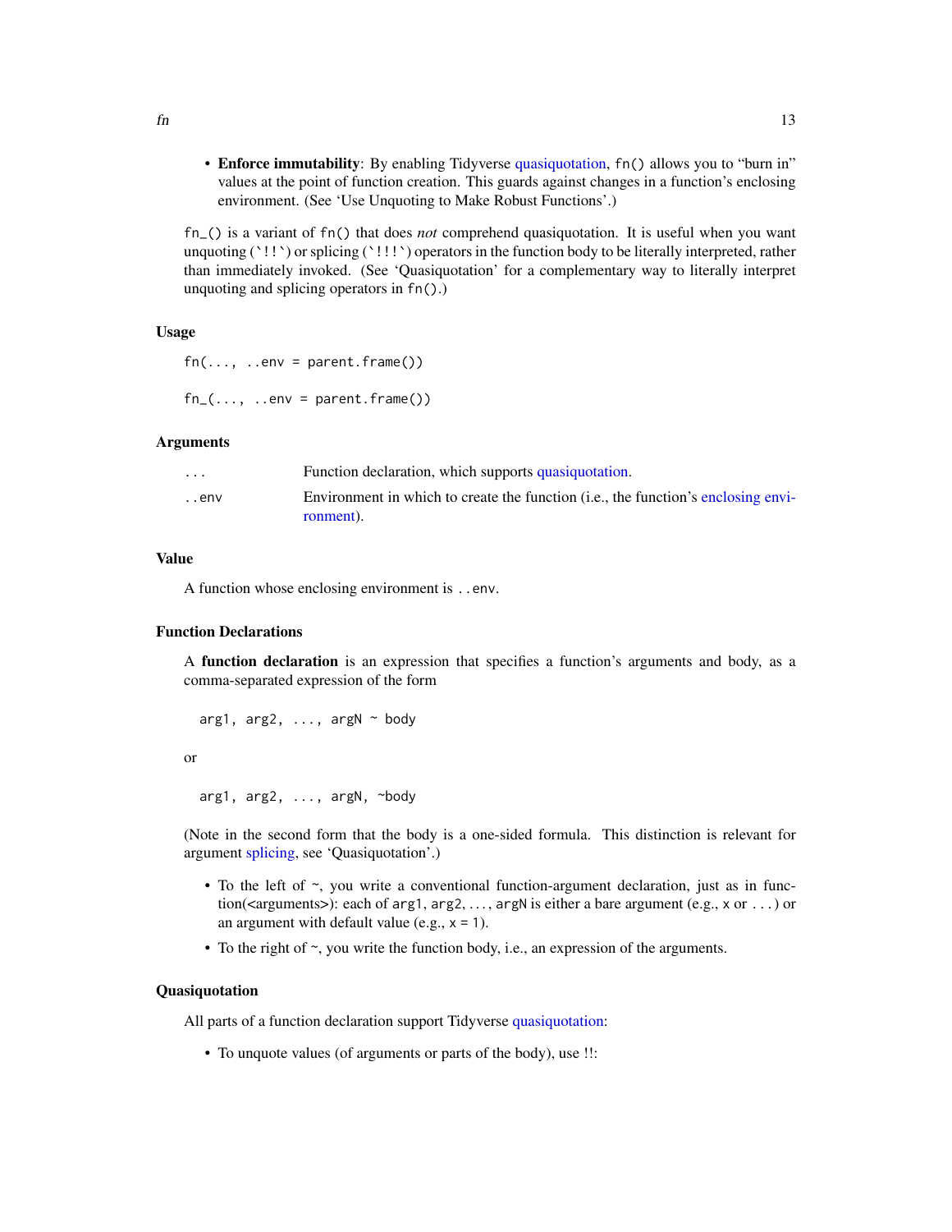- **Enforce immutability**: By enabling Tidyverse quasiquotation, `fn()` allows you to "burn in" values at the point of function creation. This guards against changes in a function's enclosing environment. (See 'Use Unquoting to Make Robust Functions'.)

`fn_()` is a variant of `fn()` that does *not* comprehend quasiquotation. It is useful when you want unquoting (`` `!!` ``) or splicing (`` `!!!` ``) operators in the function body to be literally interpreted, rather than immediately invoked. (See 'Quasiquotation' for a complementary way to literally interpret unquoting and splicing operators in `fn()`.)

### Usage

```
fn(..., ..env = parent.frame())

fn_(..., ..env = parent.frame())
```

### Arguments

| | |
|---|---|
| `...` | Function declaration, which supports quasiquotation. |
| `..env` | Environment in which to create the function (i.e., the function's enclosing environment). |

### Value

A function whose enclosing environment is `..env`.

### Function Declarations

A **function declaration** is an expression that specifies a function's arguments and body, as a comma-separated expression of the form

```
arg1, arg2, ..., argN ~ body
```

or

```
arg1, arg2, ..., argN, ~body
```

(Note in the second form that the body is a one-sided formula. This distinction is relevant for argument splicing, see 'Quasiquotation'.)

- To the left of `~`, you write a conventional function-argument declaration, just as in function(<arguments>): each of `arg1`, `arg2`, ..., `argN` is either a bare argument (e.g., `x` or `...`) or an argument with default value (e.g., `x = 1`).
- To the right of `~`, you write the function body, i.e., an expression of the arguments.

### Quasiquotation

All parts of a function declaration support Tidyverse quasiquotation:

- To unquote values (of arguments or parts of the body), use `!!`: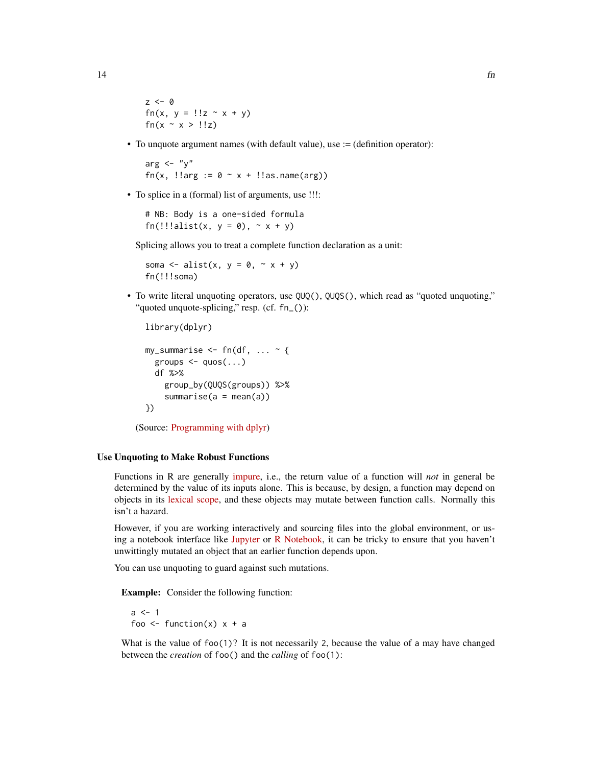```
z <- 0
fn(x, y = !!z ~ x + y)
fn(x ~ x > !!z)
```

- To unquote argument names (with default value), use := (definition operator):

  ```
  arg <- "y"
  fn(x, !!arg := 0 ~ x + !!as.name(arg))
  ```

- To splice in a (formal) list of arguments, use !!!:

  ```
  # NB: Body is a one-sided formula
  fn(!!!alist(x, y = 0), ~ x + y)
  ```

  Splicing allows you to treat a complete function declaration as a unit:

  ```
  soma <- alist(x, y = 0, ~ x + y)
  fn(!!!soma)
  ```

- To write literal unquoting operators, use `QUQ()`, `QUQS()`, which read as "quoted unquoting," "quoted unquote-splicing," resp. (cf. `fn_()`):

  ```
  library(dplyr)

  my_summarise <- fn(df, ... ~ {
    groups <- quos(...)
    df %>%
      group_by(QUQS(groups)) %>%
      summarise(a = mean(a))
  })
  ```

  (Source: Programming with dplyr)

### Use Unquoting to Make Robust Functions

Functions in R are generally impure, i.e., the return value of a function will *not* in general be determined by the value of its inputs alone. This is because, by design, a function may depend on objects in its lexical scope, and these objects may mutate between function calls. Normally this isn't a hazard.

However, if you are working interactively and sourcing files into the global environment, or using a notebook interface like Jupyter or R Notebook, it can be tricky to ensure that you haven't unwittingly mutated an object that an earlier function depends upon.

You can use unquoting to guard against such mutations.

**Example:** Consider the following function:

```
a <- 1
foo <- function(x) x + a
```

What is the value of `foo(1)`? It is not necessarily `2`, because the value of `a` may have changed between the *creation* of `foo()` and the *calling* of `foo(1)`: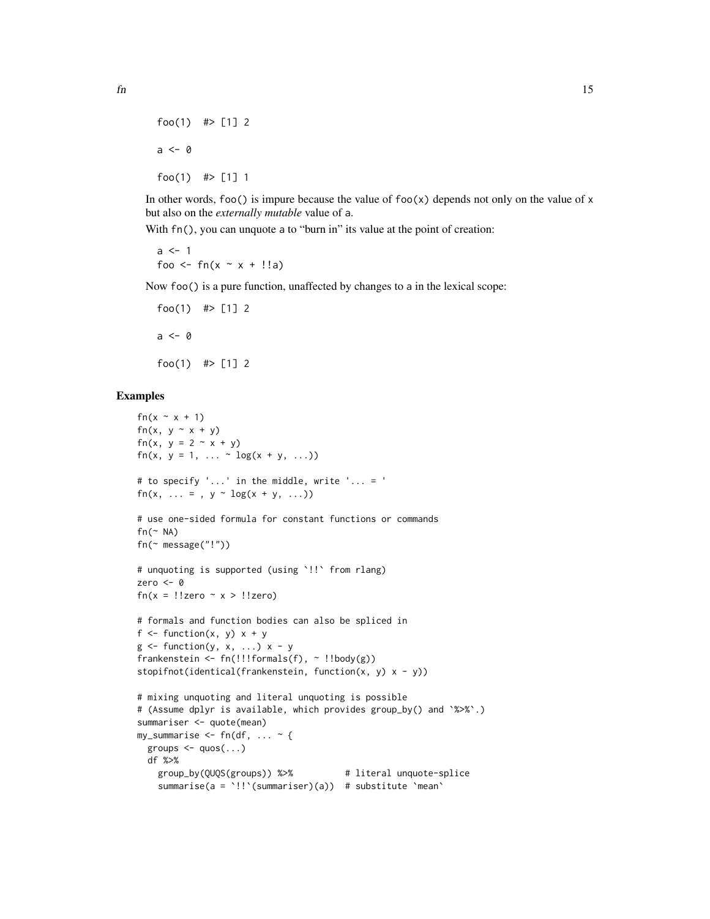```
foo(1)  #> [1] 2

a <- 0

foo(1)  #> [1] 1
```

In other words, `foo()` is impure because the value of `foo(x)` depends not only on the value of `x` but also on the *externally mutable* value of `a`.

With `fn()`, you can unquote `a` to "burn in" its value at the point of creation:

```
a <- 1
foo <- fn(x ~ x + !!a)
```

Now `foo()` is a pure function, unaffected by changes to `a` in the lexical scope:

```
foo(1)  #> [1] 2

a <- 0

foo(1)  #> [1] 2
```

## Examples

```
fn(x ~ x + 1)
fn(x, y ~ x + y)
fn(x, y = 2 ~ x + y)
fn(x, y = 1, ... ~ log(x + y, ...))

# to specify '...' in the middle, write '... = '
fn(x, ... = , y ~ log(x + y, ...))

# use one-sided formula for constant functions or commands
fn(~ NA)
fn(~ message("!"))

# unquoting is supported (using `!!` from rlang)
zero <- 0
fn(x = !!zero ~ x > !!zero)

# formals and function bodies can also be spliced in
f <- function(x, y) x + y
g <- function(y, x, ...) x - y
frankenstein <- fn(!!!formals(f), ~ !!body(g))
stopifnot(identical(frankenstein, function(x, y) x - y))

# mixing unquoting and literal unquoting is possible
# (Assume dplyr is available, which provides group_by() and `%>%`.)
summariser <- quote(mean)
my_summarise <- fn(df, ... ~ {
  groups <- quos(...)
  df %>%
    group_by(QUQS(groups)) %>%          # literal unquote-splice
    summarise(a = `!!`(summariser)(a))  # substitute `mean`
```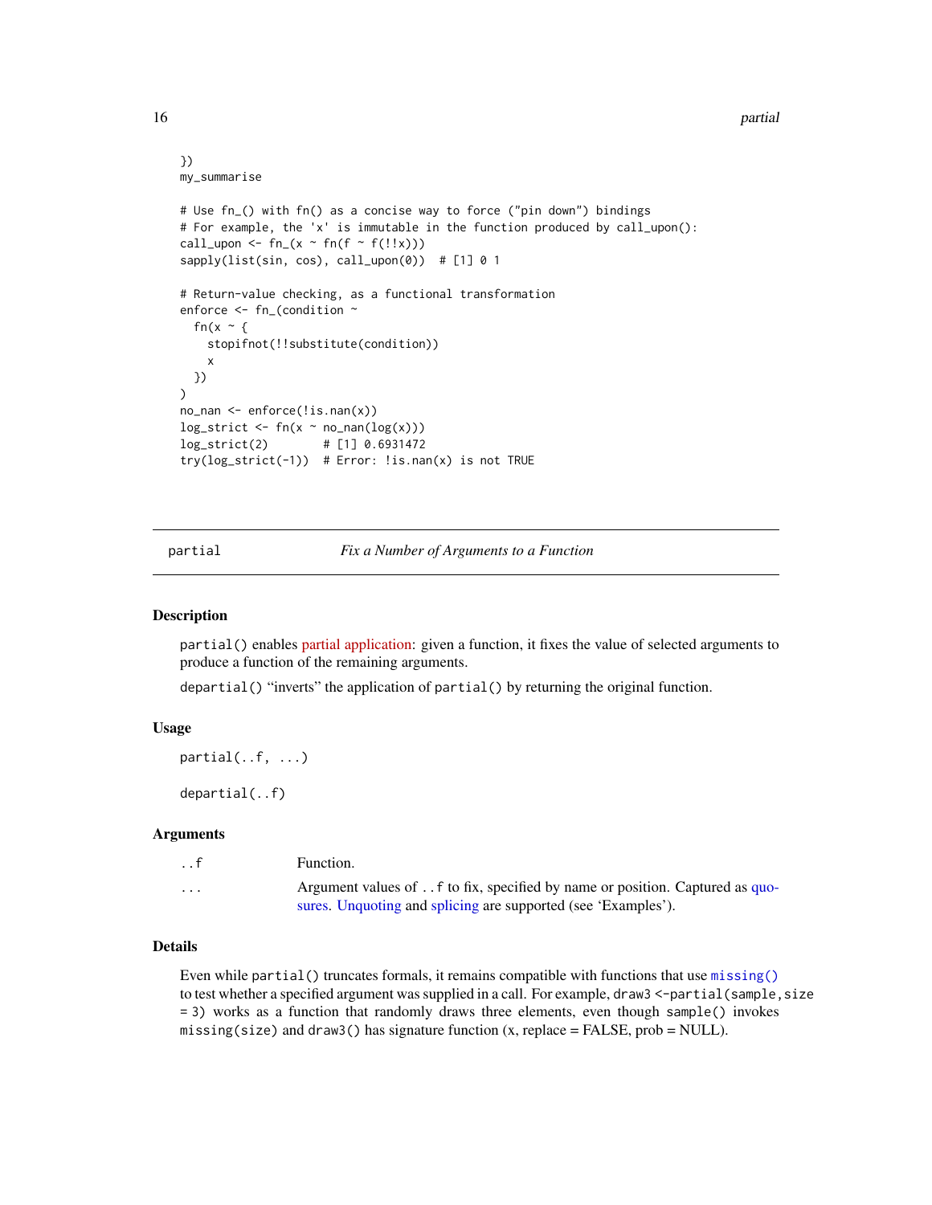```
})
my_summarise

# Use fn_() with fn() as a concise way to force ("pin down") bindings
# For example, the 'x' is immutable in the function produced by call_upon():
call_upon <- fn_(x ~ fn(f ~ f(!!x)))
sapply(list(sin, cos), call_upon(0))  # [1] 0 1

# Return-value checking, as a functional transformation
enforce <- fn_(condition ~
  fn(x ~ {
    stopifnot(!!substitute(condition))
    x
  })
)
no_nan <- enforce(!is.nan(x))
log_strict <- fn(x ~ no_nan(log(x)))
log_strict(2)        # [1] 0.6931472
try(log_strict(-1))  # Error: !is.nan(x) is not TRUE
```

---

## partial *Fix a Number of Arguments to a Function*

### Description

`partial()` enables partial application: given a function, it fixes the value of selected arguments to produce a function of the remaining arguments.

`departial()` "inverts" the application of `partial()` by returning the original function.

### Usage

```
partial(..f, ...)

departial(..f)
```

### Arguments

| | |
|---|---|
| `..f` | Function. |
| `...` | Argument values of `..f` to fix, specified by name or position. Captured as quosures. Unquoting and splicing are supported (see 'Examples'). |

### Details

Even while `partial()` truncates formals, it remains compatible with functions that use `missing()` to test whether a specified argument was supplied in a call. For example, `draw3 <-partial(sample,size = 3)` works as a function that randomly draws three elements, even though `sample()` invokes `missing(size)` and `draw3()` has signature function (x, replace = FALSE, prob = NULL).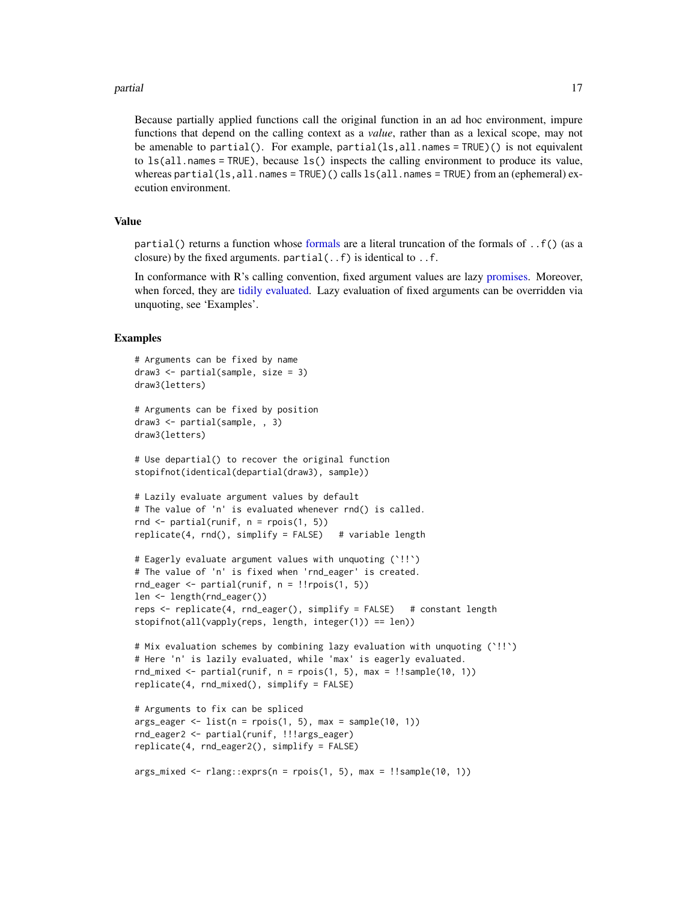Because partially applied functions call the original function in an ad hoc environment, impure functions that depend on the calling context as a *value*, rather than as a lexical scope, may not be amenable to `partial()`. For example, `partial(ls,all.names = TRUE)()` is not equivalent to `ls(all.names = TRUE)`, because `ls()` inspects the calling environment to produce its value, whereas `partial(ls,all.names = TRUE)()` calls `ls(all.names = TRUE)` from an (ephemeral) execution environment.

## Value

`partial()` returns a function whose formals are a literal truncation of the formals of `..f()` (as a closure) by the fixed arguments. `partial(..f)` is identical to `..f`.

In conformance with R's calling convention, fixed argument values are lazy promises. Moreover, when forced, they are tidily evaluated. Lazy evaluation of fixed arguments can be overridden via unquoting, see 'Examples'.

## Examples

```
# Arguments can be fixed by name
draw3 <- partial(sample, size = 3)
draw3(letters)

# Arguments can be fixed by position
draw3 <- partial(sample, , 3)
draw3(letters)

# Use departial() to recover the original function
stopifnot(identical(departial(draw3), sample))

# Lazily evaluate argument values by default
# The value of 'n' is evaluated whenever rnd() is called.
rnd <- partial(runif, n = rpois(1, 5))
replicate(4, rnd(), simplify = FALSE)   # variable length

# Eagerly evaluate argument values with unquoting (`!!`)
# The value of 'n' is fixed when 'rnd_eager' is created.
rnd_eager <- partial(runif, n = !!rpois(1, 5))
len <- length(rnd_eager())
reps <- replicate(4, rnd_eager(), simplify = FALSE)   # constant length
stopifnot(all(vapply(reps, length, integer(1)) == len))

# Mix evaluation schemes by combining lazy evaluation with unquoting (`!!`)
# Here 'n' is lazily evaluated, while 'max' is eagerly evaluated.
rnd_mixed <- partial(runif, n = rpois(1, 5), max = !!sample(10, 1))
replicate(4, rnd_mixed(), simplify = FALSE)

# Arguments to fix can be spliced
args_eager <- list(n = rpois(1, 5), max = sample(10, 1))
rnd_eager2 <- partial(runif, !!!args_eager)
replicate(4, rnd_eager2(), simplify = FALSE)

args_mixed <- rlang::exprs(n = rpois(1, 5), max = !!sample(10, 1))
```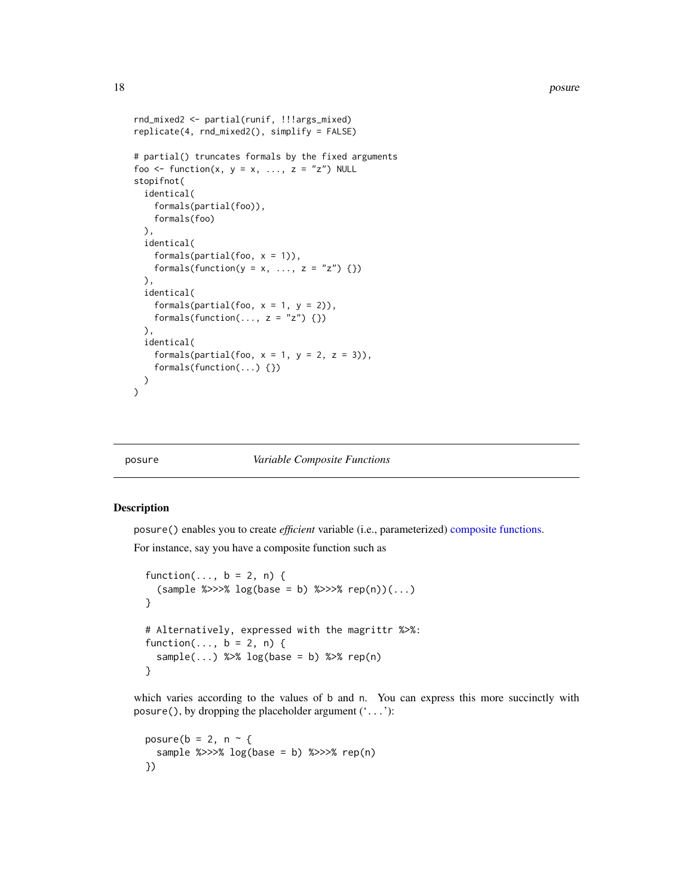```
rnd_mixed2 <- partial(runif, !!!args_mixed)
replicate(4, rnd_mixed2(), simplify = FALSE)

# partial() truncates formals by the fixed arguments
foo <- function(x, y = x, ..., z = "z") NULL
stopifnot(
  identical(
    formals(partial(foo)),
    formals(foo)
  ),
  identical(
    formals(partial(foo, x = 1)),
    formals(function(y = x, ..., z = "z") {})
  ),
  identical(
    formals(partial(foo, x = 1, y = 2)),
    formals(function(..., z = "z") {})
  ),
  identical(
    formals(partial(foo, x = 1, y = 2, z = 3)),
    formals(function(...) {})
  )
)
```

## posure    *Variable Composite Functions*

### Description

posure() enables you to create *efficient* variable (i.e., parameterized) composite functions.

For instance, say you have a composite function such as

```
function(..., b = 2, n) {
  (sample %>>>% log(base = b) %>>>% rep(n))(...)
}

# Alternatively, expressed with the magrittr %>%:
function(..., b = 2, n) {
  sample(...) %>% log(base = b) %>% rep(n)
}
```

which varies according to the values of b and n. You can express this more succinctly with posure(), by dropping the placeholder argument ('...'):

```
posure(b = 2, n ~ {
  sample %>>>% log(base = b) %>>>% rep(n)
})
```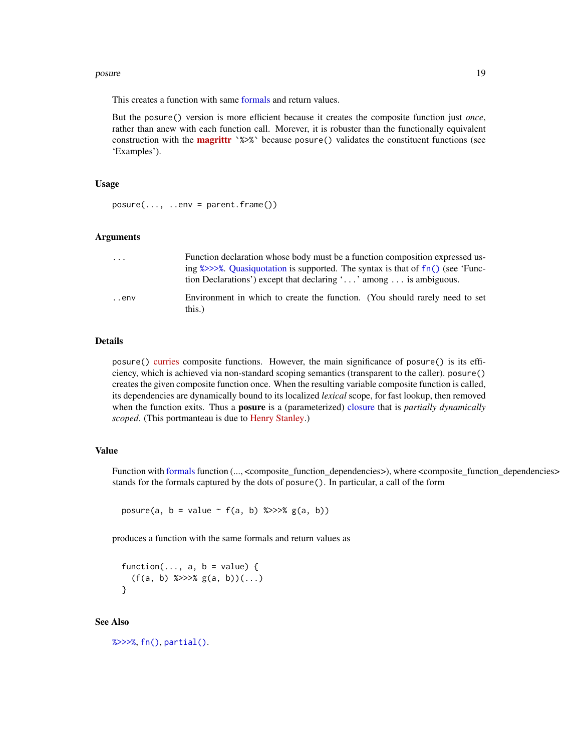This creates a function with same formals and return values.

But the `posure()` version is more efficient because it creates the composite function just *once*, rather than anew with each function call. Morever, it is robuster than the functionally equivalent construction with the **magrittr** `` `%>%` `` because `posure()` validates the constituent functions (see 'Examples').

## Usage

```
posure(..., ..env = parent.frame())
```

## Arguments

| | |
|---|---|
| `...` | Function declaration whose body must be a function composition expressed using `%>>>%`. Quasiquotation is supported. The syntax is that of `fn()` (see 'Function Declarations') except that declaring '`...`' among `...` is ambiguous. |
| `..env` | Environment in which to create the function. (You should rarely need to set this.) |

## Details

`posure()` curries composite functions. However, the main significance of `posure()` is its efficiency, which is achieved via non-standard scoping semantics (transparent to the caller). `posure()` creates the given composite function once. When the resulting variable composite function is called, its dependencies are dynamically bound to its localized *lexical* scope, for fast lookup, then removed when the function exits. Thus a **posure** is a (parameterized) closure that is *partially dynamically scoped*. (This portmanteau is due to Henry Stanley.)

## Value

Function with formals function (..., <composite_function_dependencies>), where <composite_function_dependencies> stands for the formals captured by the dots of `posure()`. In particular, a call of the form

```
posure(a, b = value ~ f(a, b) %>>>% g(a, b))
```

produces a function with the same formals and return values as

```
function(..., a, b = value) {
  (f(a, b) %>>>% g(a, b))(...)
}
```

## See Also

`%>>>%`, `fn()`, `partial()`.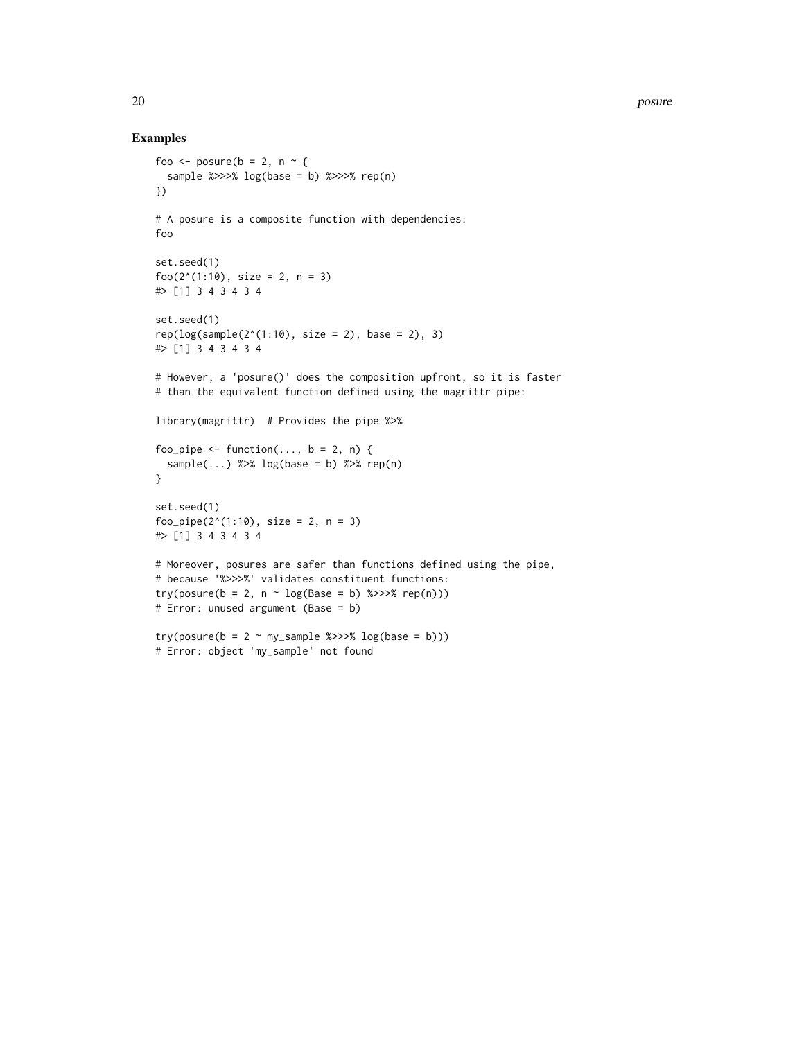## Examples

```
foo <- posure(b = 2, n ~ {
  sample %>>>% log(base = b) %>>>% rep(n)
})

# A posure is a composite function with dependencies:
foo

set.seed(1)
foo(2^(1:10), size = 2, n = 3)
#> [1] 3 4 3 4 3 4

set.seed(1)
rep(log(sample(2^(1:10), size = 2), base = 2), 3)
#> [1] 3 4 3 4 3 4

# However, a 'posure()' does the composition upfront, so it is faster
# than the equivalent function defined using the magrittr pipe:

library(magrittr)  # Provides the pipe %>%

foo_pipe <- function(..., b = 2, n) {
  sample(...) %>% log(base = b) %>% rep(n)
}

set.seed(1)
foo_pipe(2^(1:10), size = 2, n = 3)
#> [1] 3 4 3 4 3 4

# Moreover, posures are safer than functions defined using the pipe,
# because '%>>>%' validates constituent functions:
try(posure(b = 2, n ~ log(Base = b) %>>>% rep(n)))
# Error: unused argument (Base = b)

try(posure(b = 2 ~ my_sample %>>>% log(base = b)))
# Error: object 'my_sample' not found
```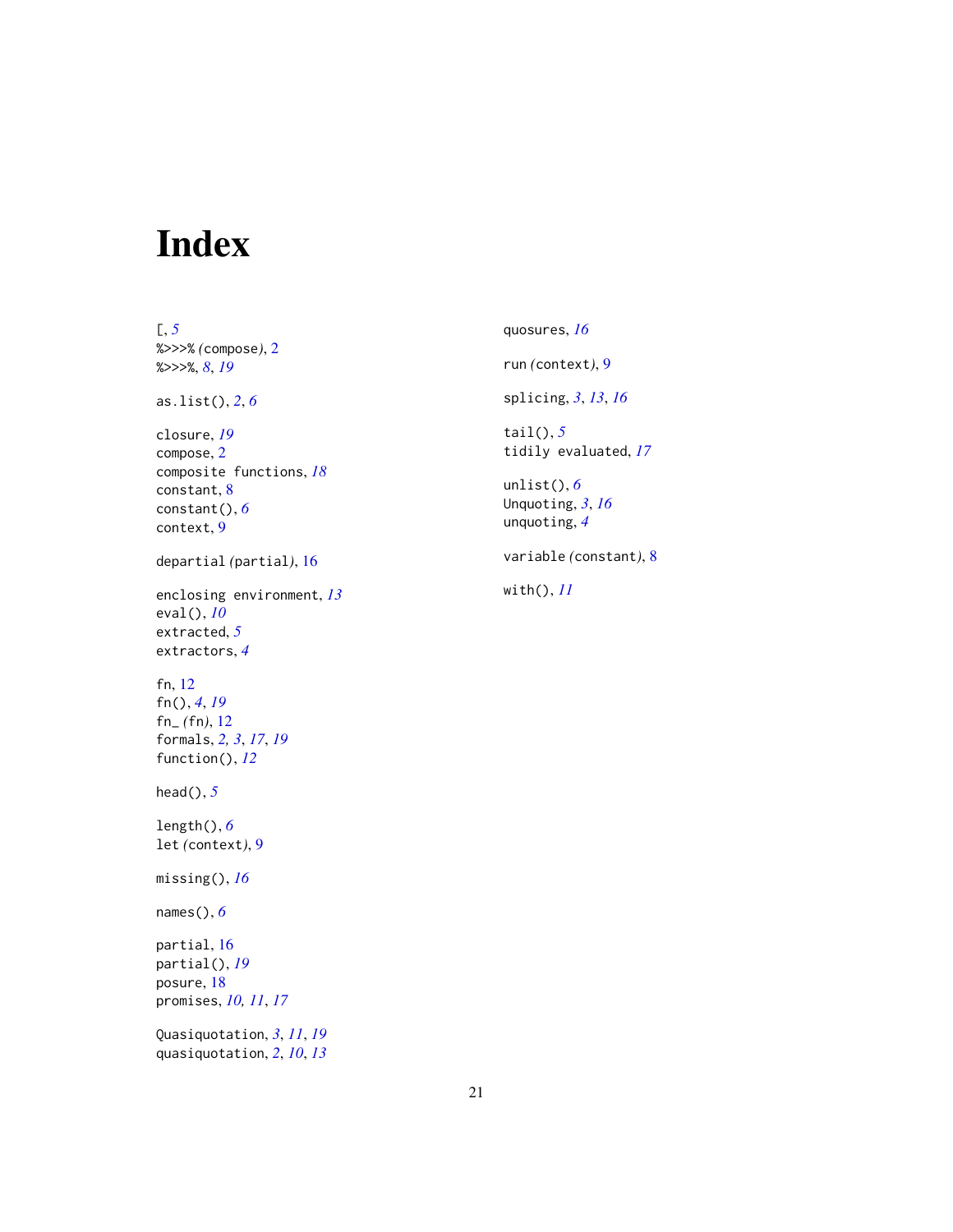# Index

[, *5*
%>>>% *(compose)*, 2
%>>>%, *8*, *19*

as.list(), *2*, *6*

closure, *19*
compose, 2
composite functions, *18*
constant, 8
constant(), *6*
context, 9

departial *(partial)*, 16

enclosing environment, *13*
eval(), *10*
extracted, *5*
extractors, *4*

fn, 12
fn(), *4*, *19*
fn_ *(fn)*, 12
formals, *2, 3*, *17*, *19*
function(), *12*

head(), *5*

length(), *6*
let *(context)*, 9

missing(), *16*

names(), *6*

partial, 16
partial(), *19*
posure, 18
promises, *10, 11*, *17*

Quasiquotation, *3*, *11*, *19*
quasiquotation, *2*, *10*, *13*

quosures, *16*

run *(context)*, 9

splicing, *3*, *13*, *16*

tail(), *5*
tidily evaluated, *17*

unlist(), *6*
Unquoting, *3*, *16*
unquoting, *4*

variable *(constant)*, 8

with(), *11*